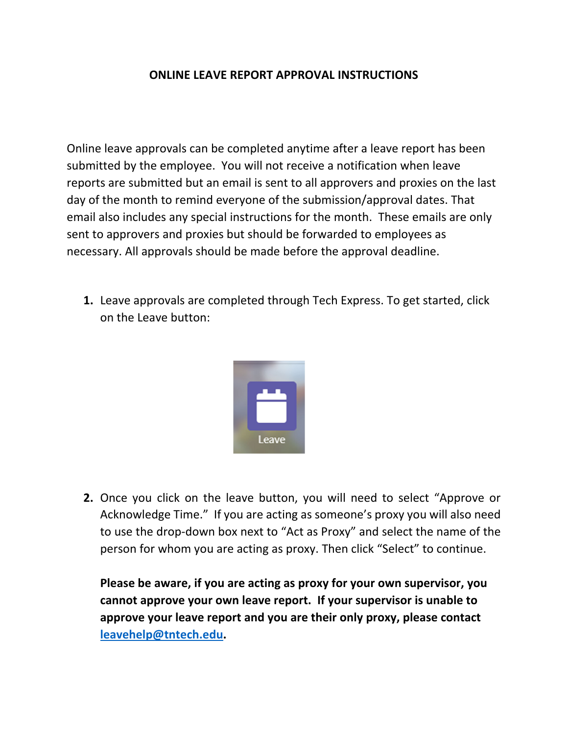# ONLINE LEAVE REPORT APPROVAL INSTRUCTIONS

Online leave approvals can be completed anytime after a leave report has been submitted by the employee. You will not receive a notification when leave reports are submitted but an email is sent to all approvers and proxies on the last day of the month to remind everyone of the submission/approval dates. That email also includes any special instructions for the month. These emails are only sent to approvers and proxies but should be forwarded to employees as necessary. All approvals should be made before the approval deadline.

1. Leave approvals are completed through Tech Express. To get started, click on the Leave button:

2. Once you click on the leave button, you will need to select "Approve or Acknowledge Time." If you are acting as someone's proxy you will also need to use the drop-down box next to "Act as Proxy" and select the name of the person for whom you are acting as proxy. Then click "Select" to continue.

   **Please be aware, if you are acting as proxy for your own supervisor, you cannot approve your own leave report. If your supervisor is unable to approve your leave report and you are their only proxy, please contact leavehelp@tntech.edu.**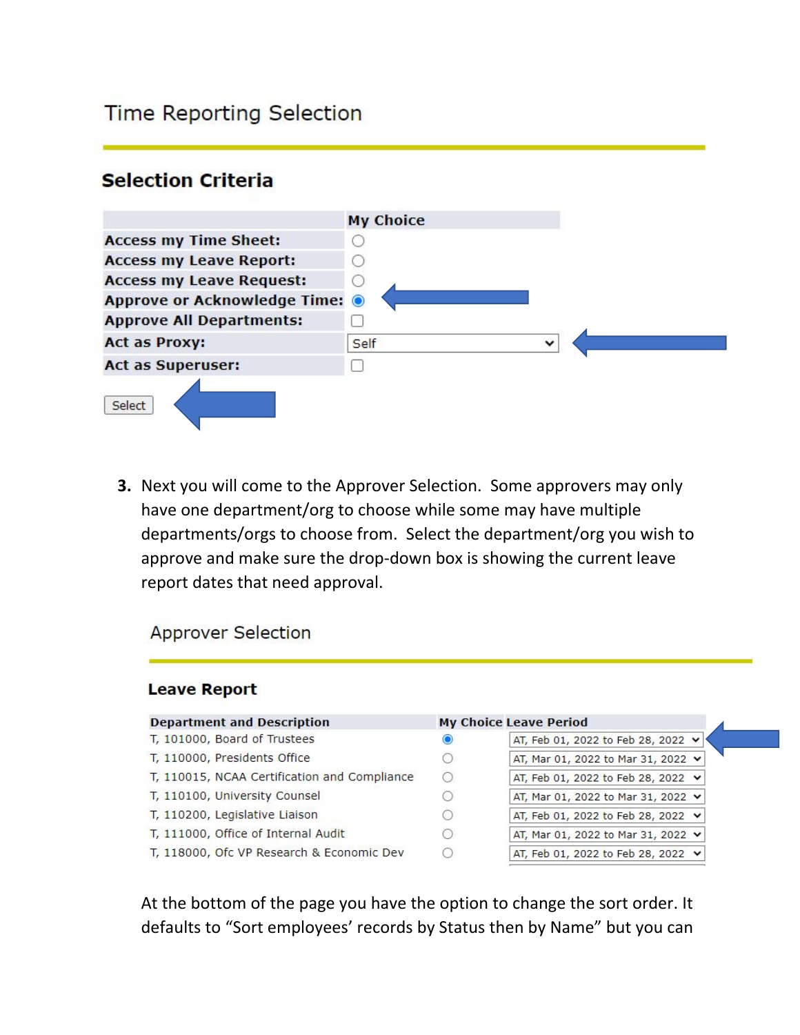## Time Reporting Selection

### Selection Criteria

| | My Choice |
|---|---|
| Access my Time Sheet: | ○ |
| Access my Leave Report: | ○ |
| Access my Leave Request: | ○ |
| Approve or Acknowledge Time: | ◉ |
| Approve All Departments: | ☐ |
| Act as Proxy: | Self |
| Act as Superuser: | ☐ |

Select

3. Next you will come to the Approver Selection. Some approvers may only have one department/org to choose while some may have multiple departments/orgs to choose from. Select the department/org you wish to approve and make sure the drop-down box is showing the current leave report dates that need approval.

## Approver Selection

### Leave Report

| Department and Description | My Choice | Leave Period |
|---|---|---|
| T, 101000, Board of Trustees | ◉ | AT, Feb 01, 2022 to Feb 28, 2022 |
| T, 110000, Presidents Office | ○ | AT, Mar 01, 2022 to Mar 31, 2022 |
| T, 110015, NCAA Certification and Compliance | ○ | AT, Feb 01, 2022 to Feb 28, 2022 |
| T, 110100, University Counsel | ○ | AT, Mar 01, 2022 to Mar 31, 2022 |
| T, 110200, Legislative Liaison | ○ | AT, Feb 01, 2022 to Feb 28, 2022 |
| T, 111000, Office of Internal Audit | ○ | AT, Mar 01, 2022 to Mar 31, 2022 |
| T, 118000, Ofc VP Research & Economic Dev | ○ | AT, Feb 01, 2022 to Feb 28, 2022 |

At the bottom of the page you have the option to change the sort order. It defaults to "Sort employees' records by Status then by Name" but you can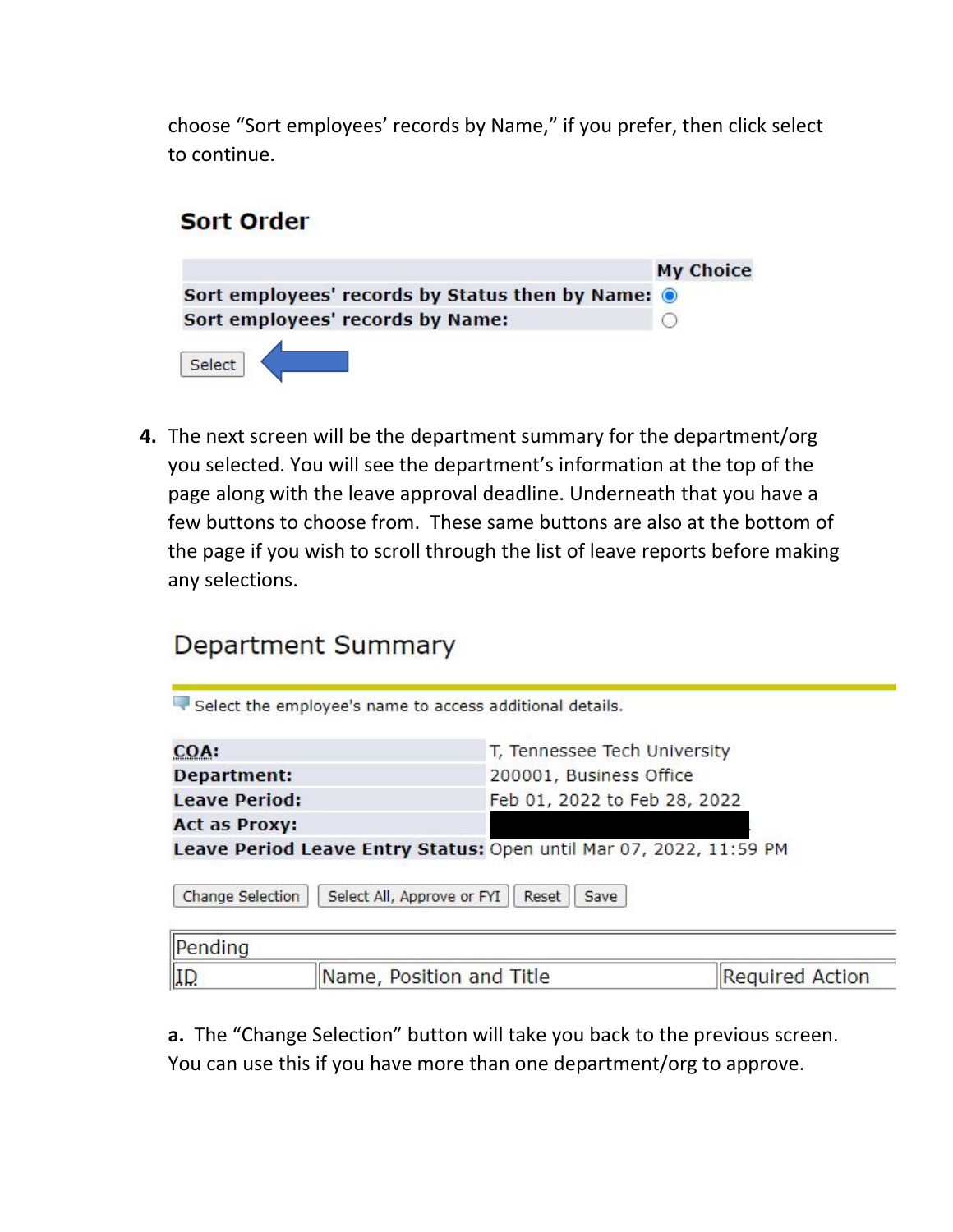choose “Sort employees’ records by Name,” if you prefer, then click select to continue.

## Sort Order

| | My Choice |
|---|---|
| Sort employees' records by Status then by Name: | ◉ |
| Sort employees' records by Name: | ○ |

[Select]

4. The next screen will be the department summary for the department/org you selected. You will see the department’s information at the top of the page along with the leave approval deadline. Underneath that you have a few buttons to choose from. These same buttons are also at the bottom of the page if you wish to scroll through the list of leave reports before making any selections.

## Department Summary

Select the employee's name to access additional details.

| | |
|---|---|
| **COA:** | T, Tennessee Tech University |
| **Department:** | 200001, Business Office |
| **Leave Period:** | Feb 01, 2022 to Feb 28, 2022 |
| **Act as Proxy:** | |
| **Leave Period Leave Entry Status:** | Open until Mar 07, 2022, 11:59 PM |

[Change Selection] [Select All, Approve or FYI] [Reset] [Save]

| Pending | | |
|---|---|---|
| ID | Name, Position and Title | Required Action |

a. The “Change Selection” button will take you back to the previous screen. You can use this if you have more than one department/org to approve.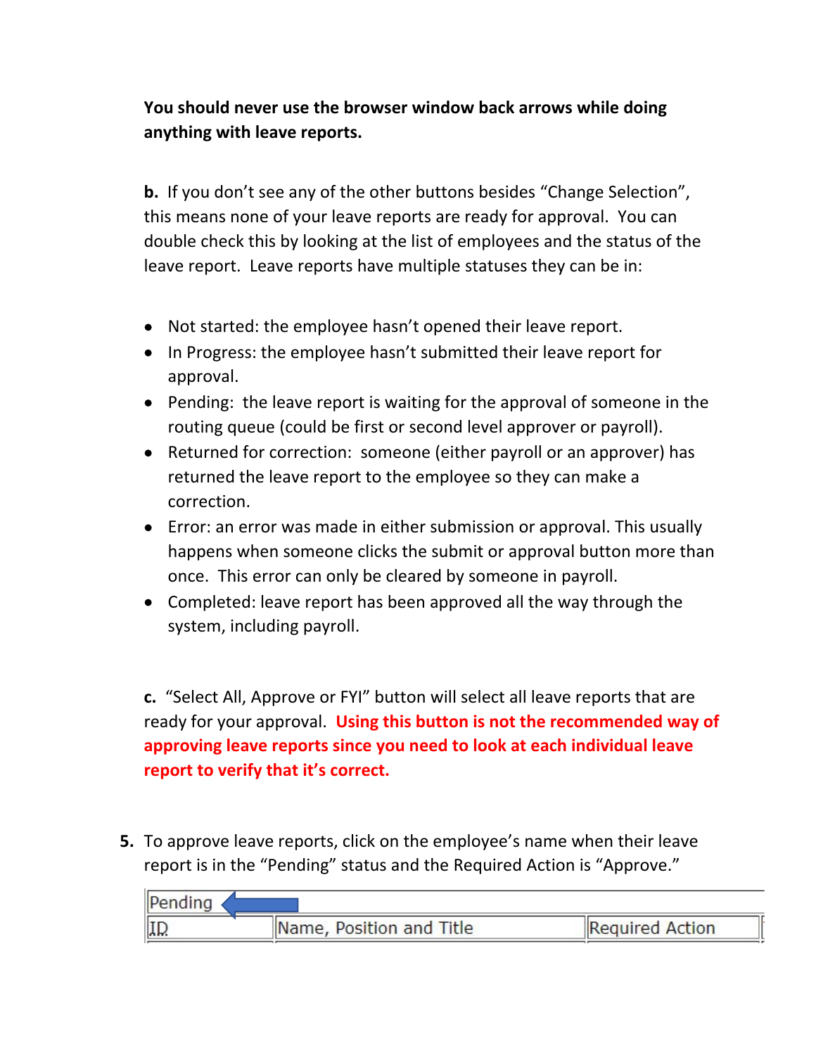**You should never use the browser window back arrows while doing anything with leave reports.**

**b.** If you don't see any of the other buttons besides "Change Selection", this means none of your leave reports are ready for approval. You can double check this by looking at the list of employees and the status of the leave report. Leave reports have multiple statuses they can be in:

- Not started: the employee hasn't opened their leave report.
- In Progress: the employee hasn't submitted their leave report for approval.
- Pending: the leave report is waiting for the approval of someone in the routing queue (could be first or second level approver or payroll).
- Returned for correction: someone (either payroll or an approver) has returned the leave report to the employee so they can make a correction.
- Error: an error was made in either submission or approval. This usually happens when someone clicks the submit or approval button more than once. This error can only be cleared by someone in payroll.
- Completed: leave report has been approved all the way through the system, including payroll.

**c.** "Select All, Approve or FYI" button will select all leave reports that are ready for your approval. **Using this button is not the recommended way of approving leave reports since you need to look at each individual leave report to verify that it's correct.**

5. To approve leave reports, click on the employee's name when their leave report is in the "Pending" status and the Required Action is "Approve."

| Pending | | |
|---|---|---|
| ID | Name, Position and Title | Required Action |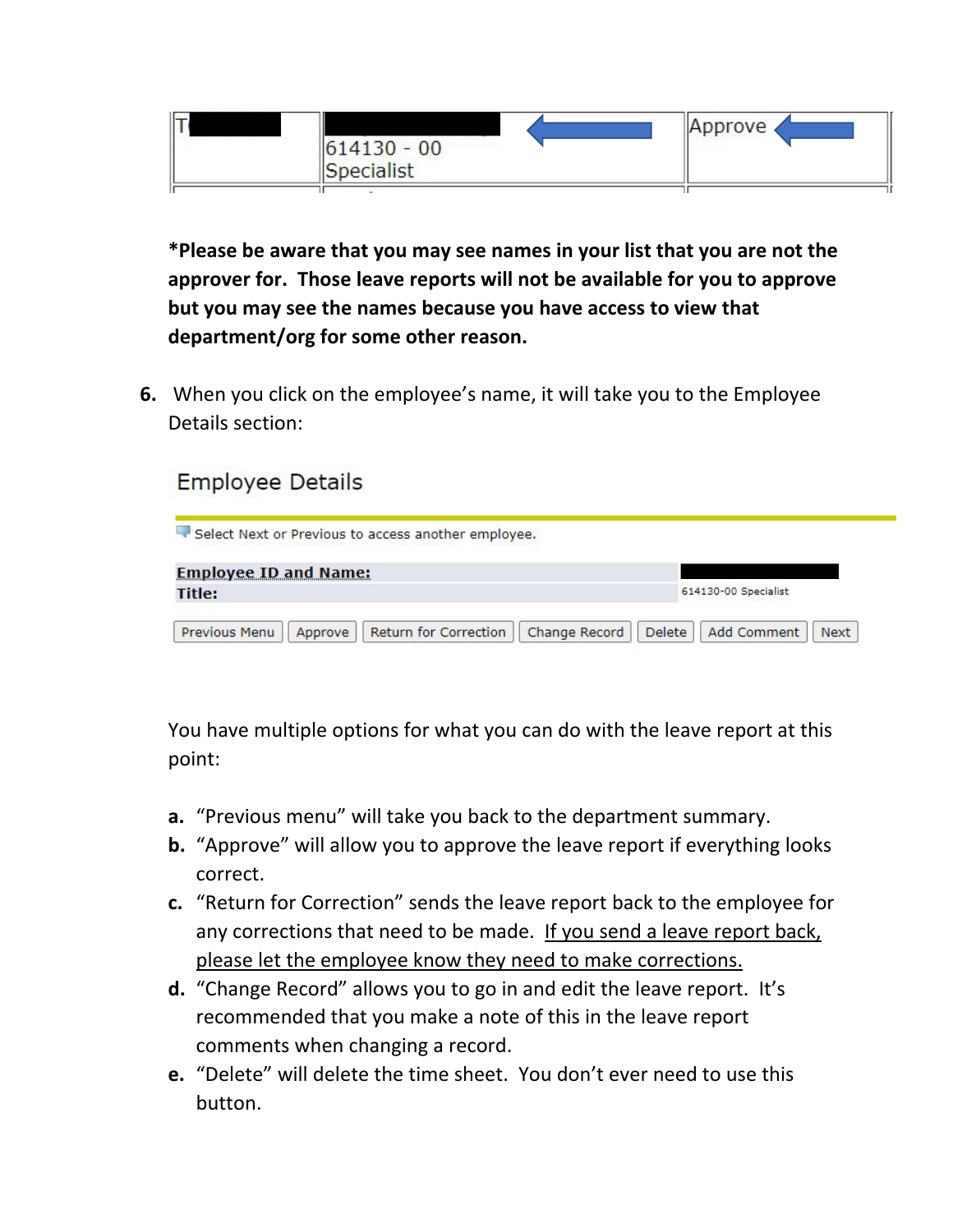| T | 614130 - 00<br>Specialist | Approve |
|---|---|---|

**\*Please be aware that you may see names in your list that you are not the approver for. Those leave reports will not be available for you to approve but you may see the names because you have access to view that department/org for some other reason.**

6. When you click on the employee's name, it will take you to the Employee Details section:

## Employee Details

Select Next or Previous to access another employee.

| **Employee ID and Name:** | |
|---|---|
| **Title:** | 614130-00 Specialist |

Previous Menu | Approve | Return for Correction | Change Record | Delete | Add Comment | Next

You have multiple options for what you can do with the leave report at this point:

a. "Previous menu" will take you back to the department summary.
b. "Approve" will allow you to approve the leave report if everything looks correct.
c. "Return for Correction" sends the leave report back to the employee for any corrections that need to be made. <u>If you send a leave report back, please let the employee know they need to make corrections.</u>
d. "Change Record" allows you to go in and edit the leave report. It's recommended that you make a note of this in the leave report comments when changing a record.
e. "Delete" will delete the time sheet. You don't ever need to use this button.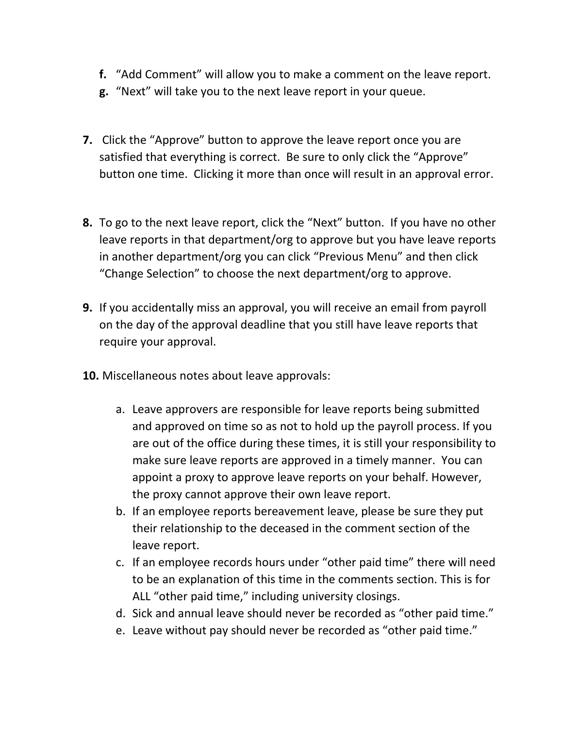**f.** "Add Comment" will allow you to make a comment on the leave report.
**g.** "Next" will take you to the next leave report in your queue.

**7.** Click the "Approve" button to approve the leave report once you are satisfied that everything is correct. Be sure to only click the "Approve" button one time. Clicking it more than once will result in an approval error.

**8.** To go to the next leave report, click the "Next" button. If you have no other leave reports in that department/org to approve but you have leave reports in another department/org you can click "Previous Menu" and then click "Change Selection" to choose the next department/org to approve.

**9.** If you accidentally miss an approval, you will receive an email from payroll on the day of the approval deadline that you still have leave reports that require your approval.

**10.** Miscellaneous notes about leave approvals:

a. Leave approvers are responsible for leave reports being submitted and approved on time so as not to hold up the payroll process. If you are out of the office during these times, it is still your responsibility to make sure leave reports are approved in a timely manner. You can appoint a proxy to approve leave reports on your behalf. However, the proxy cannot approve their own leave report.
b. If an employee reports bereavement leave, please be sure they put their relationship to the deceased in the comment section of the leave report.
c. If an employee records hours under "other paid time" there will need to be an explanation of this time in the comments section. This is for ALL "other paid time," including university closings.
d. Sick and annual leave should never be recorded as "other paid time."
e. Leave without pay should never be recorded as "other paid time."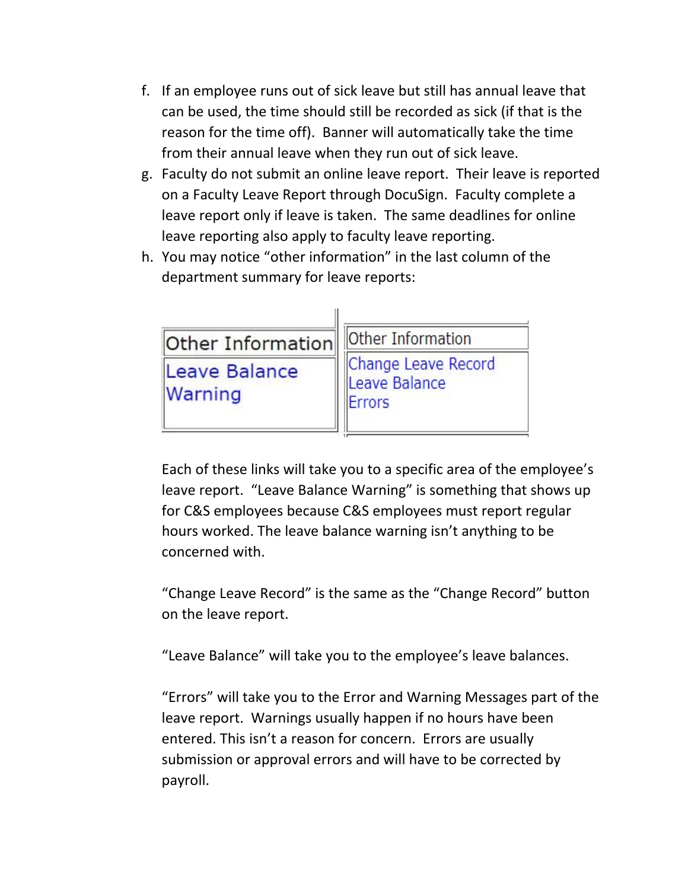f. If an employee runs out of sick leave but still has annual leave that can be used, the time should still be recorded as sick (if that is the reason for the time off). Banner will automatically take the time from their annual leave when they run out of sick leave.

g. Faculty do not submit an online leave report. Their leave is reported on a Faculty Leave Report through DocuSign. Faculty complete a leave report only if leave is taken. The same deadlines for online leave reporting also apply to faculty leave reporting.

h. You may notice "other information" in the last column of the department summary for leave reports:

| Other Information |
| --- |
| Leave Balance Warning |

| Other Information |
| --- |
| Change Leave Record<br>Leave Balance<br>Errors |

Each of these links will take you to a specific area of the employee's leave report. "Leave Balance Warning" is something that shows up for C&S employees because C&S employees must report regular hours worked. The leave balance warning isn't anything to be concerned with.

"Change Leave Record" is the same as the "Change Record" button on the leave report.

"Leave Balance" will take you to the employee's leave balances.

"Errors" will take you to the Error and Warning Messages part of the leave report. Warnings usually happen if no hours have been entered. This isn't a reason for concern. Errors are usually submission or approval errors and will have to be corrected by payroll.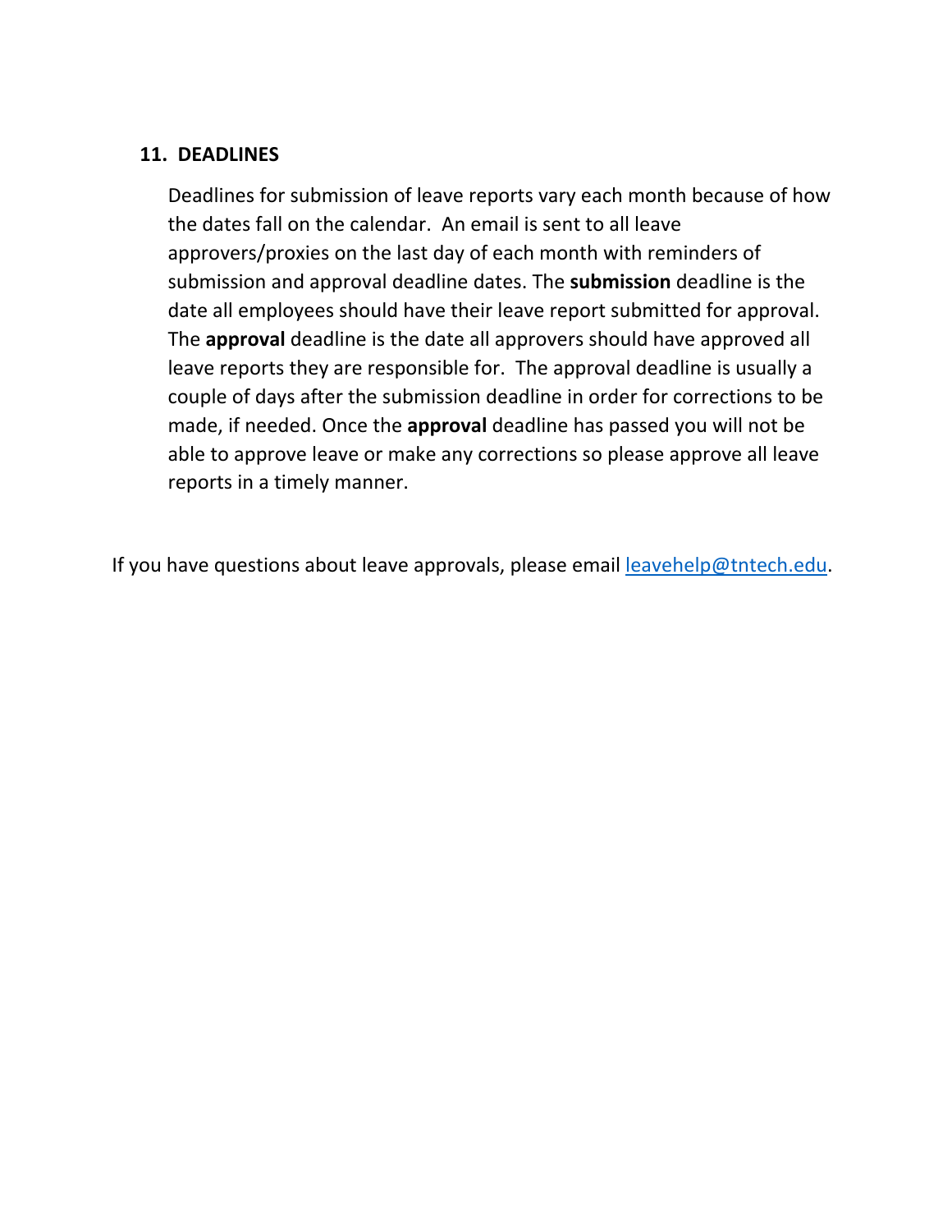## 11. DEADLINES

Deadlines for submission of leave reports vary each month because of how the dates fall on the calendar. An email is sent to all leave approvers/proxies on the last day of each month with reminders of submission and approval deadline dates. The **submission** deadline is the date all employees should have their leave report submitted for approval. The **approval** deadline is the date all approvers should have approved all leave reports they are responsible for. The approval deadline is usually a couple of days after the submission deadline in order for corrections to be made, if needed. Once the **approval** deadline has passed you will not be able to approve leave or make any corrections so please approve all leave reports in a timely manner.

If you have questions about leave approvals, please email leavehelp@tntech.edu.